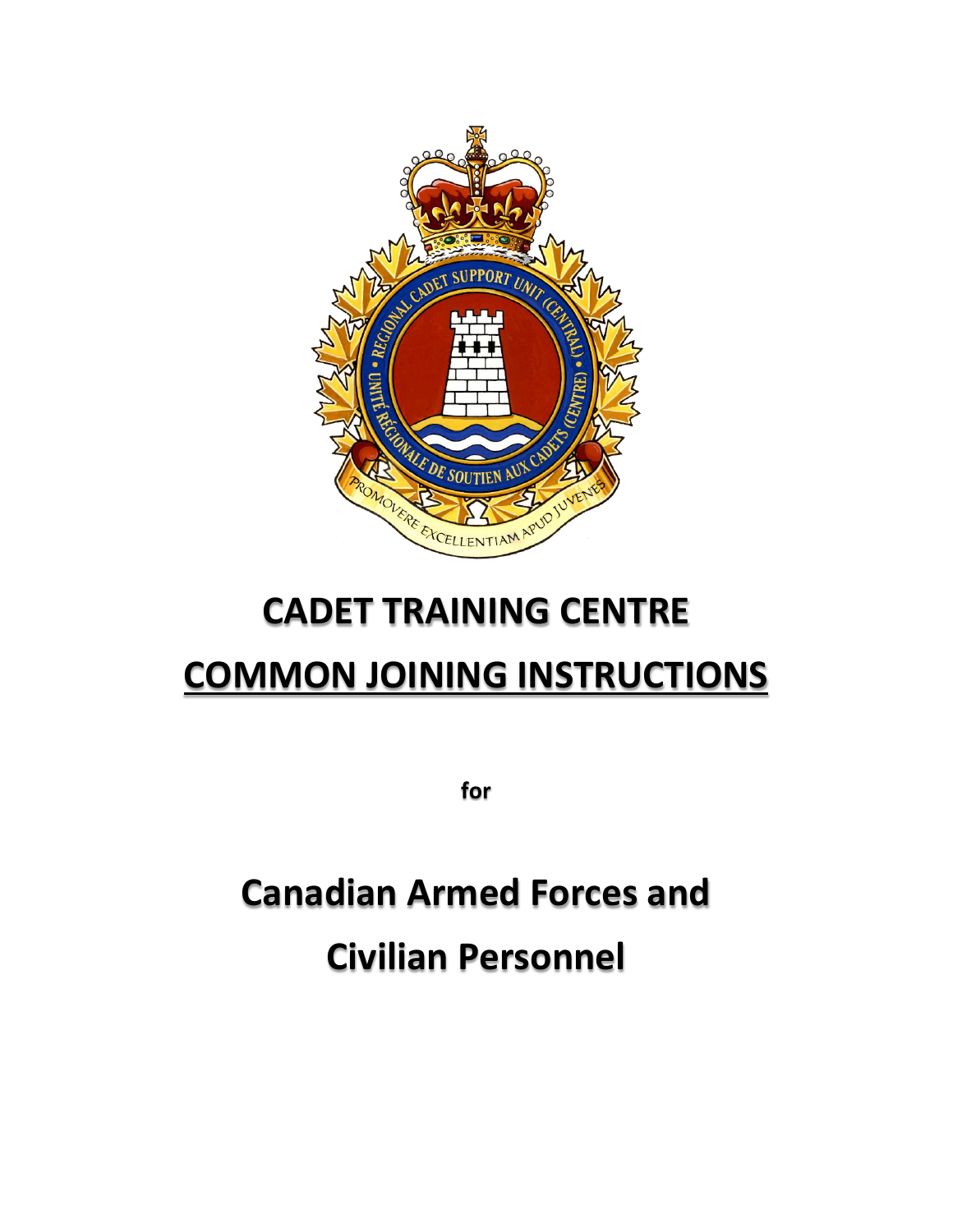# CADET TRAINING CENTRE

# COMMON JOINING INSTRUCTIONS

**for**

## Canadian Armed Forces and Civilian Personnel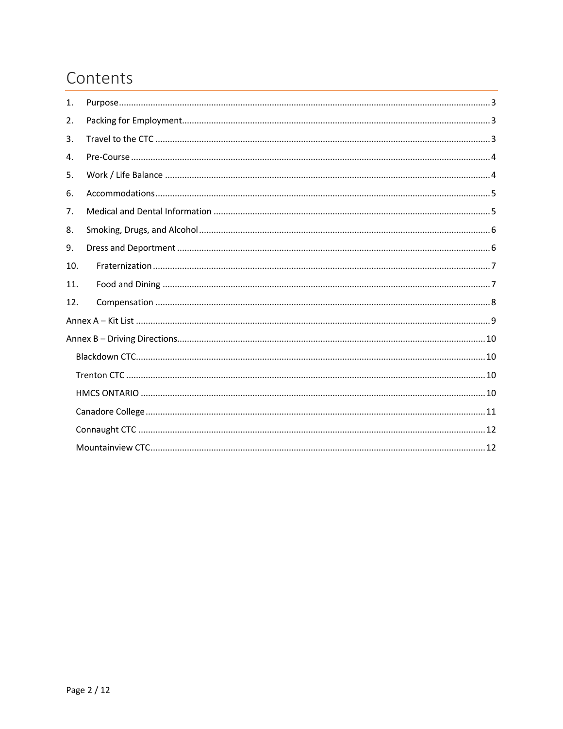# Contents

1. Purpose .......... 3
2. Packing for Employment .......... 3
3. Travel to the CTC .......... 3
4. Pre-Course .......... 4
5. Work / Life Balance .......... 4
6. Accommodations .......... 5
7. Medical and Dental Information .......... 5
8. Smoking, Drugs, and Alcohol .......... 6
9. Dress and Deportment .......... 6
10. Fraternization .......... 7
11. Food and Dining .......... 7
12. Compensation .......... 8

Annex A – Kit List .......... 9

Annex B – Driving Directions .......... 10

- Blackdown CTC .......... 10
- Trenton CTC .......... 10
- HMCS ONTARIO .......... 10
- Canadore College .......... 11
- Connaught CTC .......... 12
- Mountainview CTC .......... 12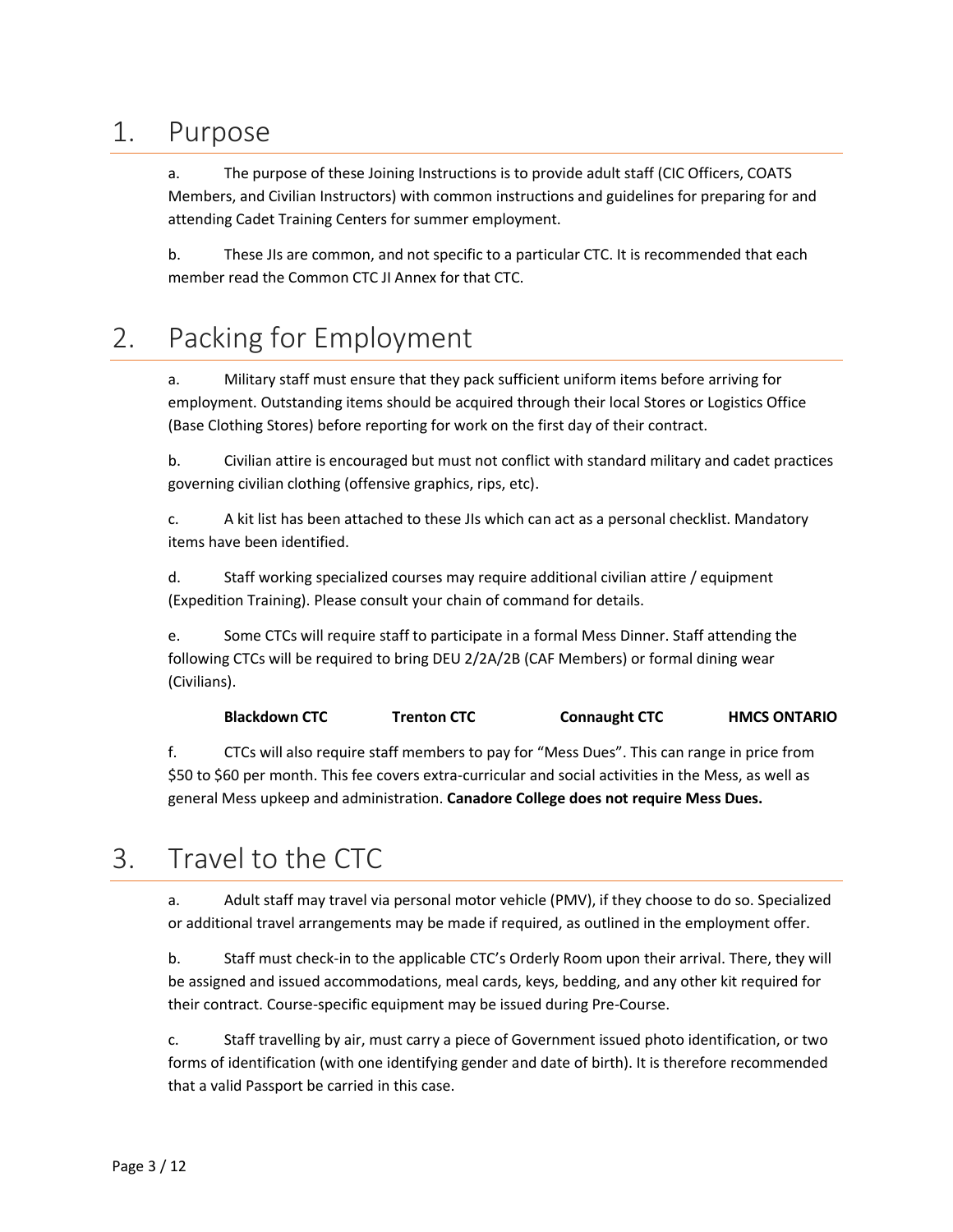# 1. Purpose

a. The purpose of these Joining Instructions is to provide adult staff (CIC Officers, COATS Members, and Civilian Instructors) with common instructions and guidelines for preparing for and attending Cadet Training Centers for summer employment.

b. These JIs are common, and not specific to a particular CTC. It is recommended that each member read the Common CTC JI Annex for that CTC.

# 2. Packing for Employment

a. Military staff must ensure that they pack sufficient uniform items before arriving for employment. Outstanding items should be acquired through their local Stores or Logistics Office (Base Clothing Stores) before reporting for work on the first day of their contract.

b. Civilian attire is encouraged but must not conflict with standard military and cadet practices governing civilian clothing (offensive graphics, rips, etc).

c. A kit list has been attached to these JIs which can act as a personal checklist. Mandatory items have been identified.

d. Staff working specialized courses may require additional civilian attire / equipment (Expedition Training). Please consult your chain of command for details.

e. Some CTCs will require staff to participate in a formal Mess Dinner. Staff attending the following CTCs will be required to bring DEU 2/2A/2B (CAF Members) or formal dining wear (Civilians).

**Blackdown CTC** **Trenton CTC** **Connaught CTC** **HMCS ONTARIO**

f. CTCs will also require staff members to pay for "Mess Dues". This can range in price from $50 to $60 per month. This fee covers extra-curricular and social activities in the Mess, as well as general Mess upkeep and administration. **Canadore College does not require Mess Dues.**

# 3. Travel to the CTC

a. Adult staff may travel via personal motor vehicle (PMV), if they choose to do so. Specialized or additional travel arrangements may be made if required, as outlined in the employment offer.

b. Staff must check-in to the applicable CTC's Orderly Room upon their arrival. There, they will be assigned and issued accommodations, meal cards, keys, bedding, and any other kit required for their contract. Course-specific equipment may be issued during Pre-Course.

c. Staff travelling by air, must carry a piece of Government issued photo identification, or two forms of identification (with one identifying gender and date of birth). It is therefore recommended that a valid Passport be carried in this case.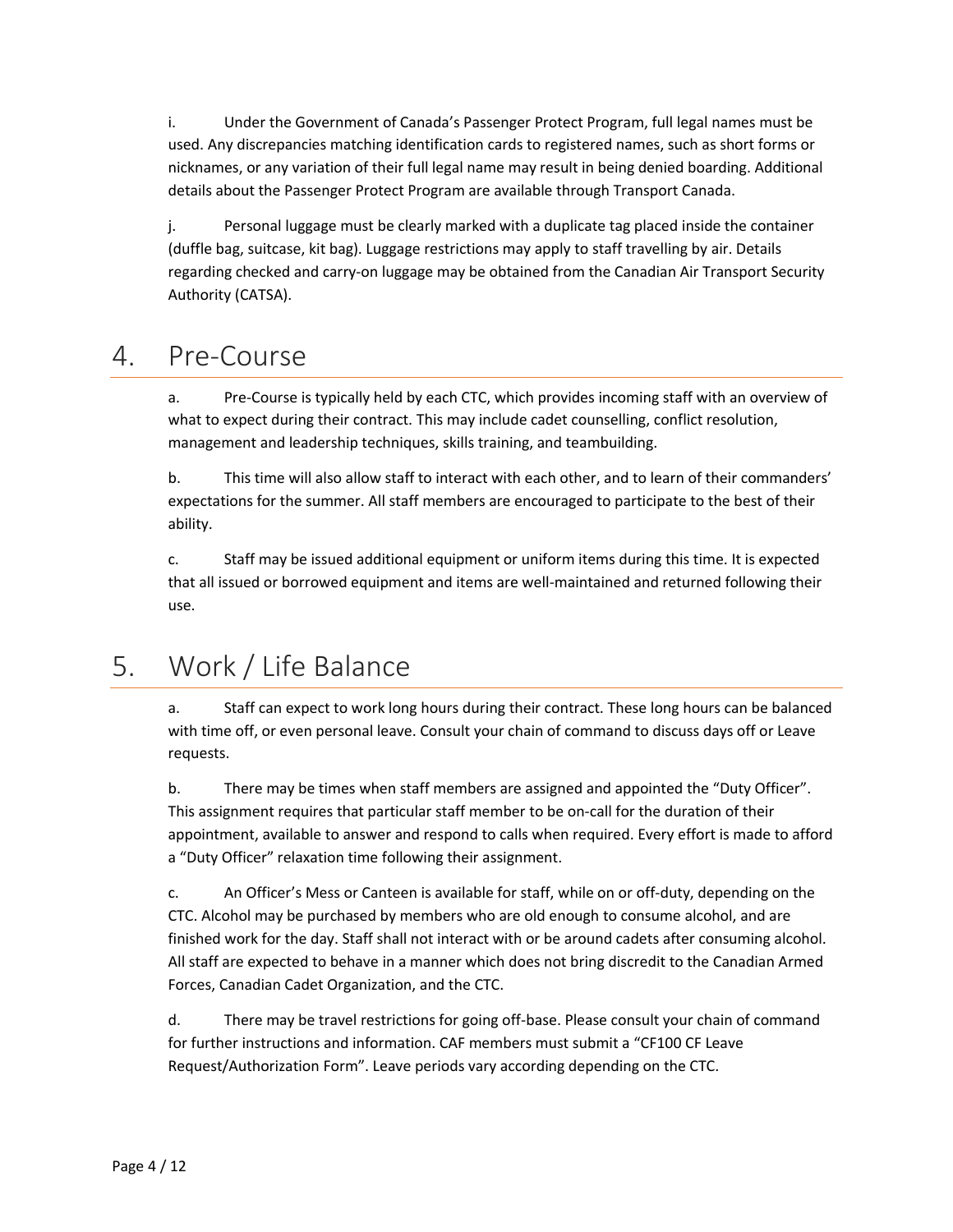i. Under the Government of Canada's Passenger Protect Program, full legal names must be used. Any discrepancies matching identification cards to registered names, such as short forms or nicknames, or any variation of their full legal name may result in being denied boarding. Additional details about the Passenger Protect Program are available through Transport Canada.

j. Personal luggage must be clearly marked with a duplicate tag placed inside the container (duffle bag, suitcase, kit bag). Luggage restrictions may apply to staff travelling by air. Details regarding checked and carry-on luggage may be obtained from the Canadian Air Transport Security Authority (CATSA).

# 4. Pre-Course

a. Pre-Course is typically held by each CTC, which provides incoming staff with an overview of what to expect during their contract. This may include cadet counselling, conflict resolution, management and leadership techniques, skills training, and teambuilding.

b. This time will also allow staff to interact with each other, and to learn of their commanders' expectations for the summer. All staff members are encouraged to participate to the best of their ability.

c. Staff may be issued additional equipment or uniform items during this time. It is expected that all issued or borrowed equipment and items are well-maintained and returned following their use.

# 5. Work / Life Balance

a. Staff can expect to work long hours during their contract. These long hours can be balanced with time off, or even personal leave. Consult your chain of command to discuss days off or Leave requests.

b. There may be times when staff members are assigned and appointed the "Duty Officer". This assignment requires that particular staff member to be on-call for the duration of their appointment, available to answer and respond to calls when required. Every effort is made to afford a "Duty Officer" relaxation time following their assignment.

c. An Officer's Mess or Canteen is available for staff, while on or off-duty, depending on the CTC. Alcohol may be purchased by members who are old enough to consume alcohol, and are finished work for the day. Staff shall not interact with or be around cadets after consuming alcohol. All staff are expected to behave in a manner which does not bring discredit to the Canadian Armed Forces, Canadian Cadet Organization, and the CTC.

d. There may be travel restrictions for going off-base. Please consult your chain of command for further instructions and information. CAF members must submit a "CF100 CF Leave Request/Authorization Form". Leave periods vary according depending on the CTC.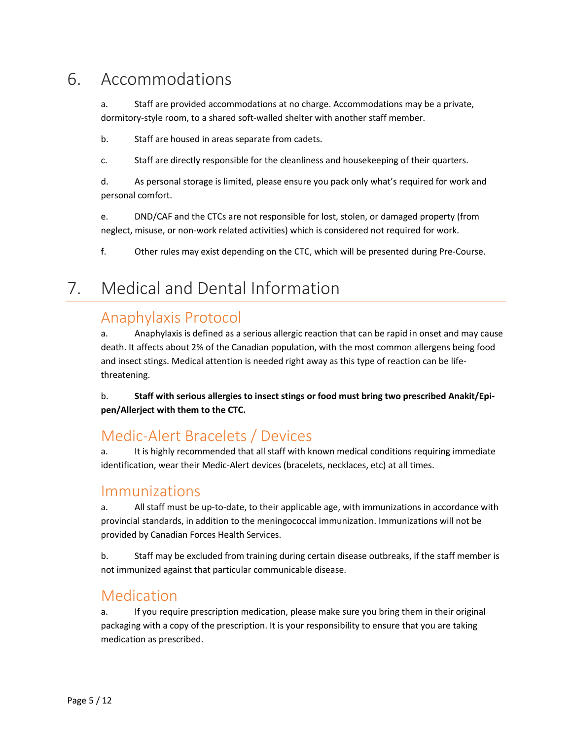# 6. Accommodations

a. Staff are provided accommodations at no charge. Accommodations may be a private, dormitory-style room, to a shared soft-walled shelter with another staff member.

b. Staff are housed in areas separate from cadets.

c. Staff are directly responsible for the cleanliness and housekeeping of their quarters.

d. As personal storage is limited, please ensure you pack only what's required for work and personal comfort.

e. DND/CAF and the CTCs are not responsible for lost, stolen, or damaged property (from neglect, misuse, or non-work related activities) which is considered not required for work.

f. Other rules may exist depending on the CTC, which will be presented during Pre-Course.

# 7. Medical and Dental Information

## Anaphylaxis Protocol

a. Anaphylaxis is defined as a serious allergic reaction that can be rapid in onset and may cause death. It affects about 2% of the Canadian population, with the most common allergens being food and insect stings. Medical attention is needed right away as this type of reaction can be life-threatening.

b. **Staff with serious allergies to insect stings or food must bring two prescribed Anakit/Epi-pen/Allerject with them to the CTC.**

## Medic-Alert Bracelets / Devices

a. It is highly recommended that all staff with known medical conditions requiring immediate identification, wear their Medic-Alert devices (bracelets, necklaces, etc) at all times.

## Immunizations

a. All staff must be up-to-date, to their applicable age, with immunizations in accordance with provincial standards, in addition to the meningococcal immunization. Immunizations will not be provided by Canadian Forces Health Services.

b. Staff may be excluded from training during certain disease outbreaks, if the staff member is not immunized against that particular communicable disease.

## Medication

a. If you require prescription medication, please make sure you bring them in their original packaging with a copy of the prescription. It is your responsibility to ensure that you are taking medication as prescribed.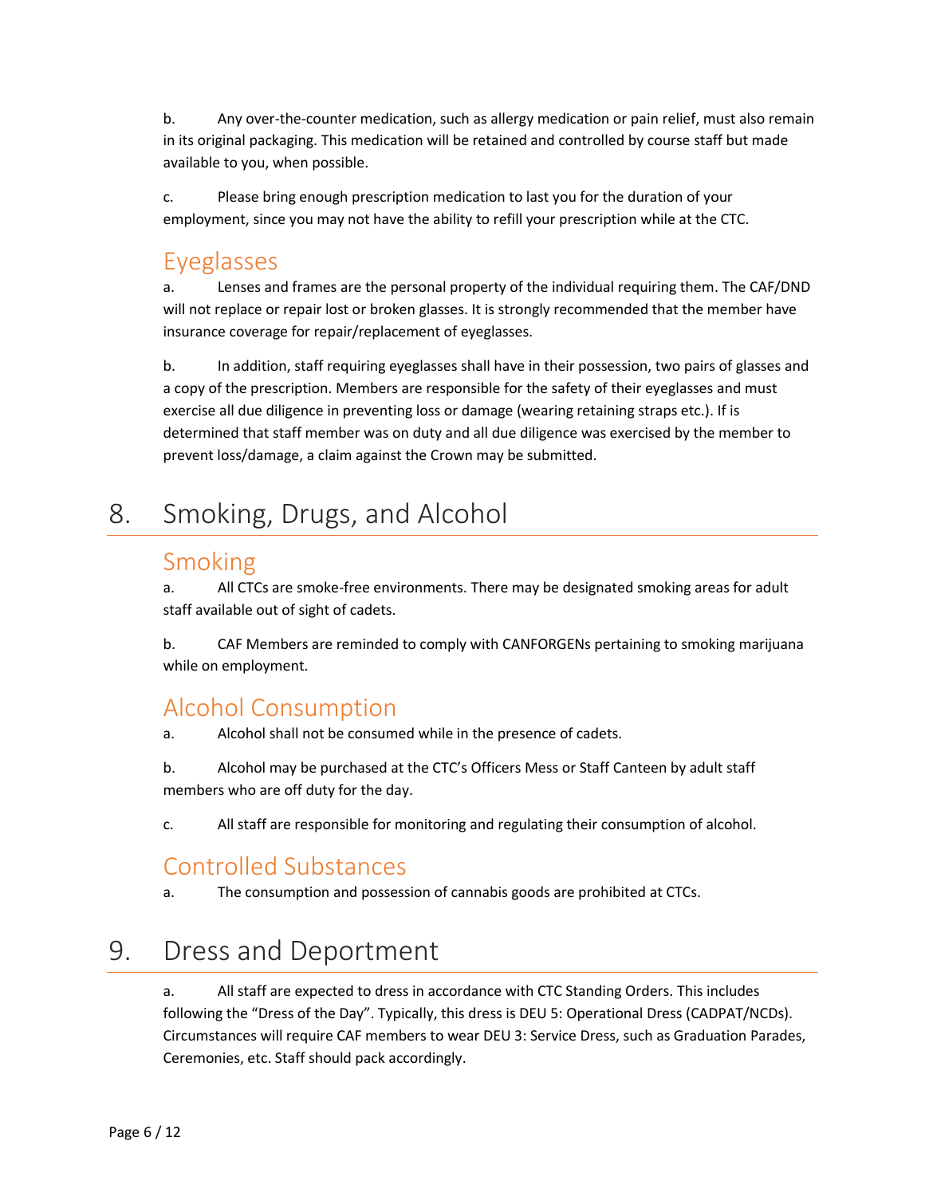b. Any over-the-counter medication, such as allergy medication or pain relief, must also remain in its original packaging. This medication will be retained and controlled by course staff but made available to you, when possible.

c. Please bring enough prescription medication to last you for the duration of your employment, since you may not have the ability to refill your prescription while at the CTC.

### Eyeglasses

a. Lenses and frames are the personal property of the individual requiring them. The CAF/DND will not replace or repair lost or broken glasses. It is strongly recommended that the member have insurance coverage for repair/replacement of eyeglasses.

b. In addition, staff requiring eyeglasses shall have in their possession, two pairs of glasses and a copy of the prescription. Members are responsible for the safety of their eyeglasses and must exercise all due diligence in preventing loss or damage (wearing retaining straps etc.). If is determined that staff member was on duty and all due diligence was exercised by the member to prevent loss/damage, a claim against the Crown may be submitted.

## 8. Smoking, Drugs, and Alcohol

### Smoking

a. All CTCs are smoke-free environments. There may be designated smoking areas for adult staff available out of sight of cadets.

b. CAF Members are reminded to comply with CANFORGENs pertaining to smoking marijuana while on employment.

### Alcohol Consumption

a. Alcohol shall not be consumed while in the presence of cadets.

b. Alcohol may be purchased at the CTC's Officers Mess or Staff Canteen by adult staff members who are off duty for the day.

c. All staff are responsible for monitoring and regulating their consumption of alcohol.

### Controlled Substances

a. The consumption and possession of cannabis goods are prohibited at CTCs.

## 9. Dress and Deportment

a. All staff are expected to dress in accordance with CTC Standing Orders. This includes following the "Dress of the Day". Typically, this dress is DEU 5: Operational Dress (CADPAT/NCDs). Circumstances will require CAF members to wear DEU 3: Service Dress, such as Graduation Parades, Ceremonies, etc. Staff should pack accordingly.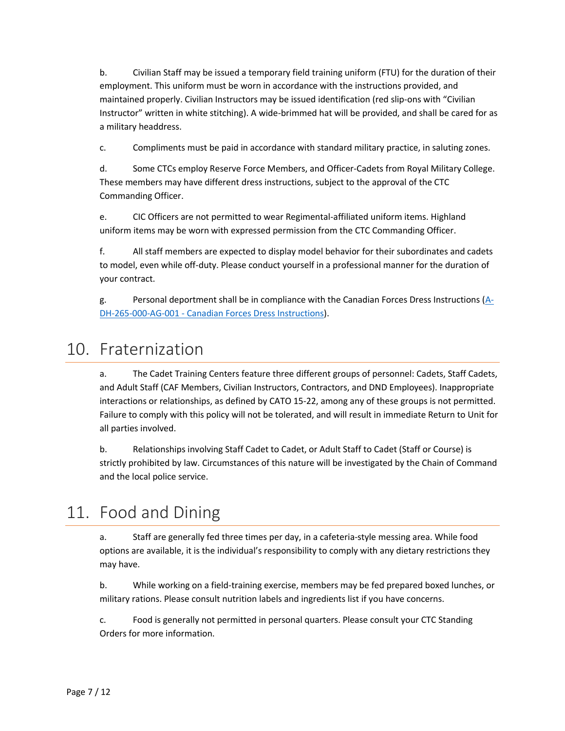b. Civilian Staff may be issued a temporary field training uniform (FTU) for the duration of their employment. This uniform must be worn in accordance with the instructions provided, and maintained properly. Civilian Instructors may be issued identification (red slip-ons with "Civilian Instructor" written in white stitching). A wide-brimmed hat will be provided, and shall be cared for as a military headdress.

c. Compliments must be paid in accordance with standard military practice, in saluting zones.

d. Some CTCs employ Reserve Force Members, and Officer-Cadets from Royal Military College. These members may have different dress instructions, subject to the approval of the CTC Commanding Officer.

e. CIC Officers are not permitted to wear Regimental-affiliated uniform items. Highland uniform items may be worn with expressed permission from the CTC Commanding Officer.

f. All staff members are expected to display model behavior for their subordinates and cadets to model, even while off-duty. Please conduct yourself in a professional manner for the duration of your contract.

g. Personal deportment shall be in compliance with the Canadian Forces Dress Instructions (A-DH-265-000-AG-001 - Canadian Forces Dress Instructions).

# 10. Fraternization

a. The Cadet Training Centers feature three different groups of personnel: Cadets, Staff Cadets, and Adult Staff (CAF Members, Civilian Instructors, Contractors, and DND Employees). Inappropriate interactions or relationships, as defined by CATO 15-22, among any of these groups is not permitted. Failure to comply with this policy will not be tolerated, and will result in immediate Return to Unit for all parties involved.

b. Relationships involving Staff Cadet to Cadet, or Adult Staff to Cadet (Staff or Course) is strictly prohibited by law. Circumstances of this nature will be investigated by the Chain of Command and the local police service.

# 11. Food and Dining

a. Staff are generally fed three times per day, in a cafeteria-style messing area. While food options are available, it is the individual's responsibility to comply with any dietary restrictions they may have.

b. While working on a field-training exercise, members may be fed prepared boxed lunches, or military rations. Please consult nutrition labels and ingredients list if you have concerns.

c. Food is generally not permitted in personal quarters. Please consult your CTC Standing Orders for more information.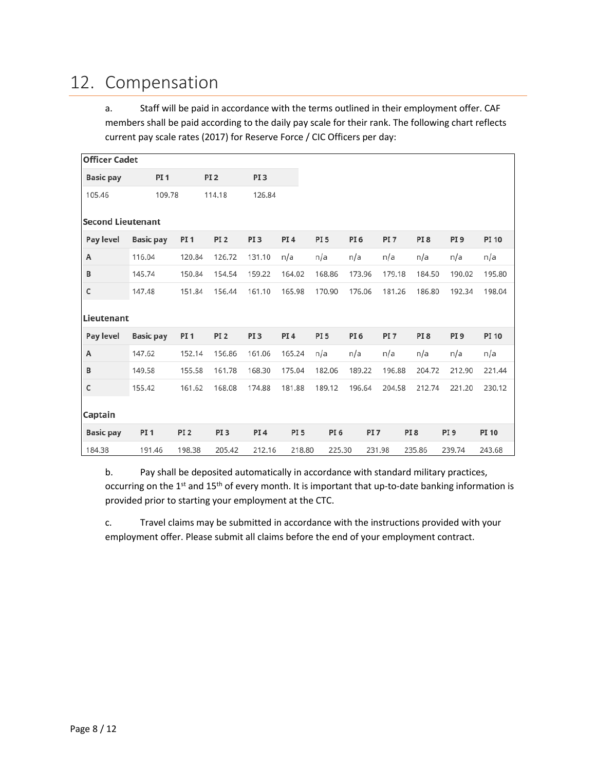# 12. Compensation

a. Staff will be paid in accordance with the terms outlined in their employment offer. CAF members shall be paid according to the daily pay scale for their rank. The following chart reflects current pay scale rates (2017) for Reserve Force / CIC Officers per day:

**Officer Cadet**

| Basic pay | PI 1 | PI 2 | PI 3 |
|---|---|---|---|
| 105.46 | 109.78 | 114.18 | 126.84 |

**Second Lieutenant**

| Pay level | Basic pay | PI 1 | PI 2 | PI 3 | PI 4 | PI 5 | PI 6 | PI 7 | PI 8 | PI 9 | PI 10 |
|---|---|---|---|---|---|---|---|---|---|---|---|
| A | 116.04 | 120.84 | 126.72 | 131.10 | n/a | n/a | n/a | n/a | n/a | n/a | n/a |
| B | 145.74 | 150.84 | 154.54 | 159.22 | 164.02 | 168.86 | 173.96 | 179.18 | 184.50 | 190.02 | 195.80 |
| C | 147.48 | 151.84 | 156.44 | 161.10 | 165.98 | 170.90 | 176.06 | 181.26 | 186.80 | 192.34 | 198.04 |

**Lieutenant**

| Pay level | Basic pay | PI 1 | PI 2 | PI 3 | PI 4 | PI 5 | PI 6 | PI 7 | PI 8 | PI 9 | PI 10 |
|---|---|---|---|---|---|---|---|---|---|---|---|
| A | 147.62 | 152.14 | 156.86 | 161.06 | 165.24 | n/a | n/a | n/a | n/a | n/a | n/a |
| B | 149.58 | 155.58 | 161.78 | 168.30 | 175.04 | 182.06 | 189.22 | 196.88 | 204.72 | 212.90 | 221.44 |
| C | 155.42 | 161.62 | 168.08 | 174.88 | 181.88 | 189.12 | 196.64 | 204.58 | 212.74 | 221.20 | 230.12 |

**Captain**

| Basic pay | PI 1 | PI 2 | PI 3 | PI 4 | PI 5 | PI 6 | PI 7 | PI 8 | PI 9 | PI 10 |
|---|---|---|---|---|---|---|---|---|---|---|
| 184.38 | 191.46 | 198.38 | 205.42 | 212.16 | 218.80 | 225.30 | 231.98 | 235.86 | 239.74 | 243.68 |

b. Pay shall be deposited automatically in accordance with standard military practices, occurring on the 1st and 15th of every month. It is important that up-to-date banking information is provided prior to starting your employment at the CTC.

c. Travel claims may be submitted in accordance with the instructions provided with your employment offer. Please submit all claims before the end of your employment contract.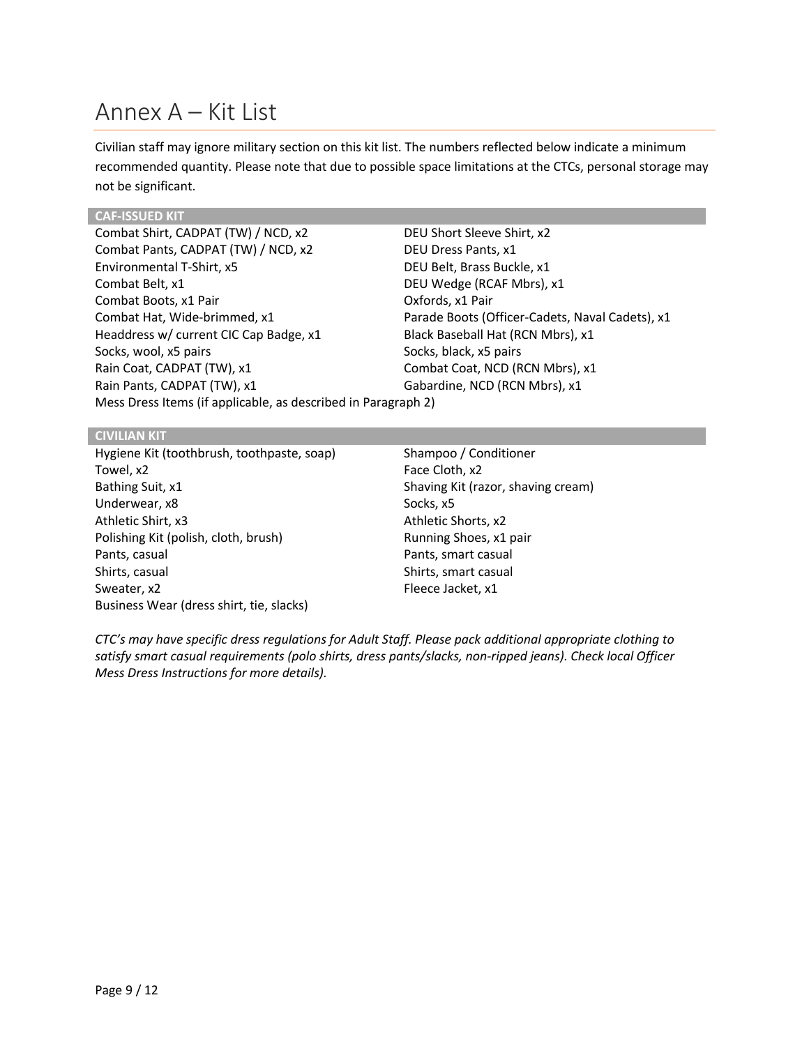# Annex A – Kit List

Civilian staff may ignore military section on this kit list. The numbers reflected below indicate a minimum recommended quantity. Please note that due to possible space limitations at the CTCs, personal storage may not be significant.

| **CAF-ISSUED KIT** | |
|---|---|
| Combat Shirt, CADPAT (TW) / NCD, x2 | DEU Short Sleeve Shirt, x2 |
| Combat Pants, CADPAT (TW) / NCD, x2 | DEU Dress Pants, x1 |
| Environmental T-Shirt, x5 | DEU Belt, Brass Buckle, x1 |
| Combat Belt, x1 | DEU Wedge (RCAF Mbrs), x1 |
| Combat Boots, x1 Pair | Oxfords, x1 Pair |
| Combat Hat, Wide-brimmed, x1 | Parade Boots (Officer-Cadets, Naval Cadets), x1 |
| Headdress w/ current CIC Cap Badge, x1 | Black Baseball Hat (RCN Mbrs), x1 |
| Socks, wool, x5 pairs | Socks, black, x5 pairs |
| Rain Coat, CADPAT (TW), x1 | Combat Coat, NCD (RCN Mbrs), x1 |
| Rain Pants, CADPAT (TW), x1 | Gabardine, NCD (RCN Mbrs), x1 |
| Mess Dress Items (if applicable, as described in Paragraph 2) | |

| **CIVILIAN KIT** | |
|---|---|
| Hygiene Kit (toothbrush, toothpaste, soap) | Shampoo / Conditioner |
| Towel, x2 | Face Cloth, x2 |
| Bathing Suit, x1 | Shaving Kit (razor, shaving cream) |
| Underwear, x8 | Socks, x5 |
| Athletic Shirt, x3 | Athletic Shorts, x2 |
| Polishing Kit (polish, cloth, brush) | Running Shoes, x1 pair |
| Pants, casual | Pants, smart casual |
| Shirts, casual | Shirts, smart casual |
| Sweater, x2 | Fleece Jacket, x1 |
| Business Wear (dress shirt, tie, slacks) | |

*CTC's may have specific dress regulations for Adult Staff. Please pack additional appropriate clothing to satisfy smart casual requirements (polo shirts, dress pants/slacks, non-ripped jeans). Check local Officer Mess Dress Instructions for more details).*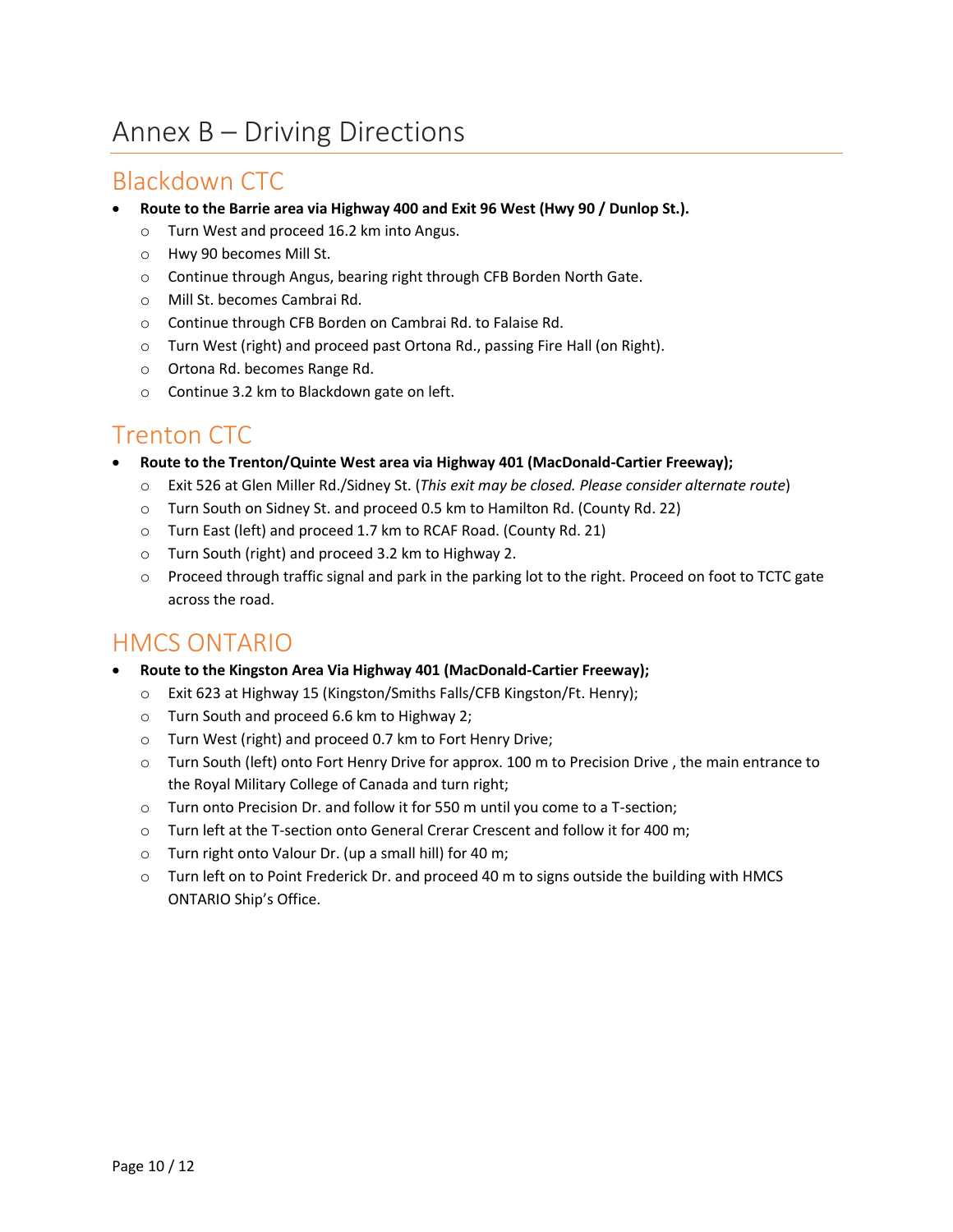# Annex B – Driving Directions

## Blackdown CTC

- **Route to the Barrie area via Highway 400 and Exit 96 West (Hwy 90 / Dunlop St.).**
  - Turn West and proceed 16.2 km into Angus.
  - Hwy 90 becomes Mill St.
  - Continue through Angus, bearing right through CFB Borden North Gate.
  - Mill St. becomes Cambrai Rd.
  - Continue through CFB Borden on Cambrai Rd. to Falaise Rd.
  - Turn West (right) and proceed past Ortona Rd., passing Fire Hall (on Right).
  - Ortona Rd. becomes Range Rd.
  - Continue 3.2 km to Blackdown gate on left.

## Trenton CTC

- **Route to the Trenton/Quinte West area via Highway 401 (MacDonald-Cartier Freeway);**
  - Exit 526 at Glen Miller Rd./Sidney St. (*This exit may be closed. Please consider alternate route*)
  - Turn South on Sidney St. and proceed 0.5 km to Hamilton Rd. (County Rd. 22)
  - Turn East (left) and proceed 1.7 km to RCAF Road. (County Rd. 21)
  - Turn South (right) and proceed 3.2 km to Highway 2.
  - Proceed through traffic signal and park in the parking lot to the right. Proceed on foot to TCTC gate across the road.

## HMCS ONTARIO

- **Route to the Kingston Area Via Highway 401 (MacDonald-Cartier Freeway);**
  - Exit 623 at Highway 15 (Kingston/Smiths Falls/CFB Kingston/Ft. Henry);
  - Turn South and proceed 6.6 km to Highway 2;
  - Turn West (right) and proceed 0.7 km to Fort Henry Drive;
  - Turn South (left) onto Fort Henry Drive for approx. 100 m to Precision Drive , the main entrance to the Royal Military College of Canada and turn right;
  - Turn onto Precision Dr. and follow it for 550 m until you come to a T-section;
  - Turn left at the T-section onto General Crerar Crescent and follow it for 400 m;
  - Turn right onto Valour Dr. (up a small hill) for 40 m;
  - Turn left on to Point Frederick Dr. and proceed 40 m to signs outside the building with HMCS ONTARIO Ship's Office.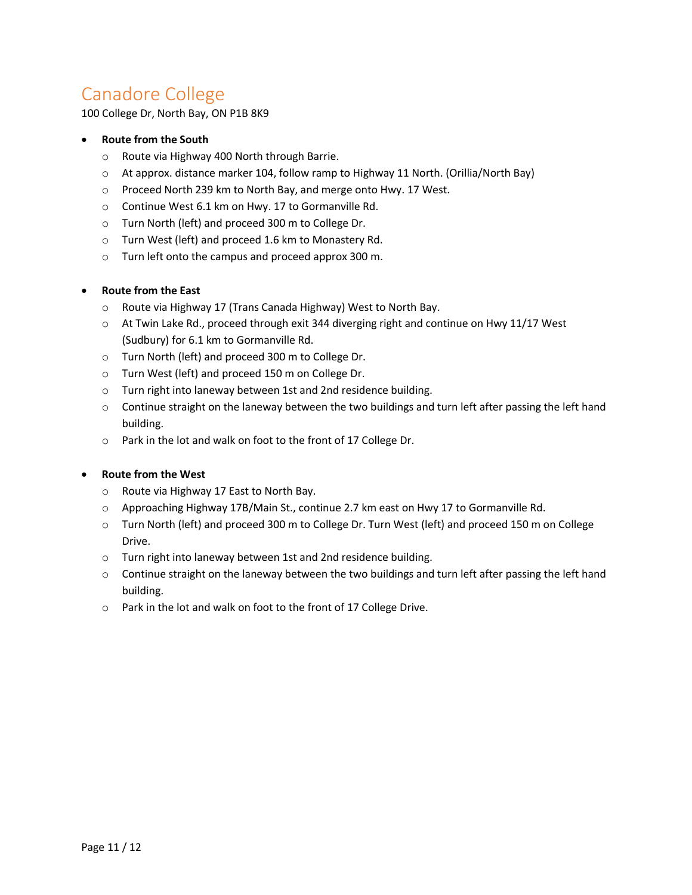# Canadore College

100 College Dr, North Bay, ON P1B 8K9

- **Route from the South**
  - Route via Highway 400 North through Barrie.
  - At approx. distance marker 104, follow ramp to Highway 11 North. (Orillia/North Bay)
  - Proceed North 239 km to North Bay, and merge onto Hwy. 17 West.
  - Continue West 6.1 km on Hwy. 17 to Gormanville Rd.
  - Turn North (left) and proceed 300 m to College Dr.
  - Turn West (left) and proceed 1.6 km to Monastery Rd.
  - Turn left onto the campus and proceed approx 300 m.

- **Route from the East**
  - Route via Highway 17 (Trans Canada Highway) West to North Bay.
  - At Twin Lake Rd., proceed through exit 344 diverging right and continue on Hwy 11/17 West (Sudbury) for 6.1 km to Gormanville Rd.
  - Turn North (left) and proceed 300 m to College Dr.
  - Turn West (left) and proceed 150 m on College Dr.
  - Turn right into laneway between 1st and 2nd residence building.
  - Continue straight on the laneway between the two buildings and turn left after passing the left hand building.
  - Park in the lot and walk on foot to the front of 17 College Dr.

- **Route from the West**
  - Route via Highway 17 East to North Bay.
  - Approaching Highway 17B/Main St., continue 2.7 km east on Hwy 17 to Gormanville Rd.
  - Turn North (left) and proceed 300 m to College Dr. Turn West (left) and proceed 150 m on College Drive.
  - Turn right into laneway between 1st and 2nd residence building.
  - Continue straight on the laneway between the two buildings and turn left after passing the left hand building.
  - Park in the lot and walk on foot to the front of 17 College Drive.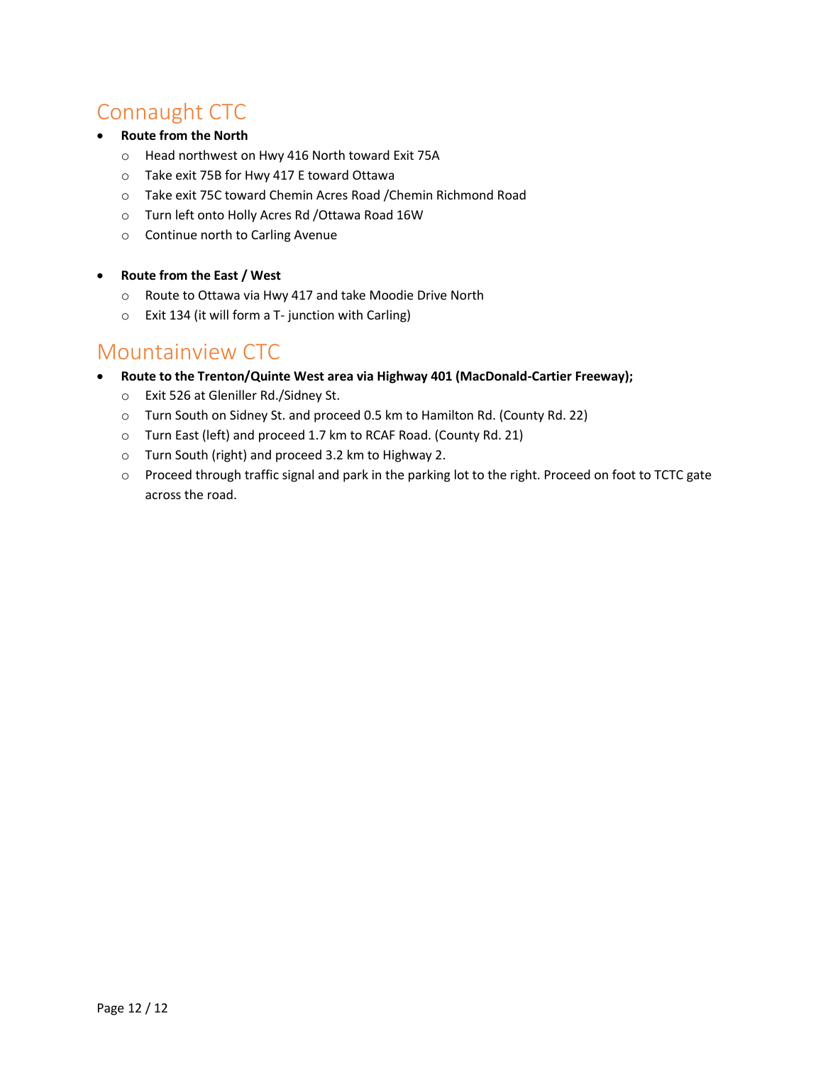## Connaught CTC

- **Route from the North**
  - Head northwest on Hwy 416 North toward Exit 75A
  - Take exit 75B for Hwy 417 E toward Ottawa
  - Take exit 75C toward Chemin Acres Road /Chemin Richmond Road
  - Turn left onto Holly Acres Rd /Ottawa Road 16W
  - Continue north to Carling Avenue

- **Route from the East / West**
  - Route to Ottawa via Hwy 417 and take Moodie Drive North
  - Exit 134 (it will form a T- junction with Carling)

## Mountainview CTC

- **Route to the Trenton/Quinte West area via Highway 401 (MacDonald-Cartier Freeway);**
  - Exit 526 at Gleniller Rd./Sidney St.
  - Turn South on Sidney St. and proceed 0.5 km to Hamilton Rd. (County Rd. 22)
  - Turn East (left) and proceed 1.7 km to RCAF Road. (County Rd. 21)
  - Turn South (right) and proceed 3.2 km to Highway 2.
  - Proceed through traffic signal and park in the parking lot to the right. Proceed on foot to TCTC gate across the road.